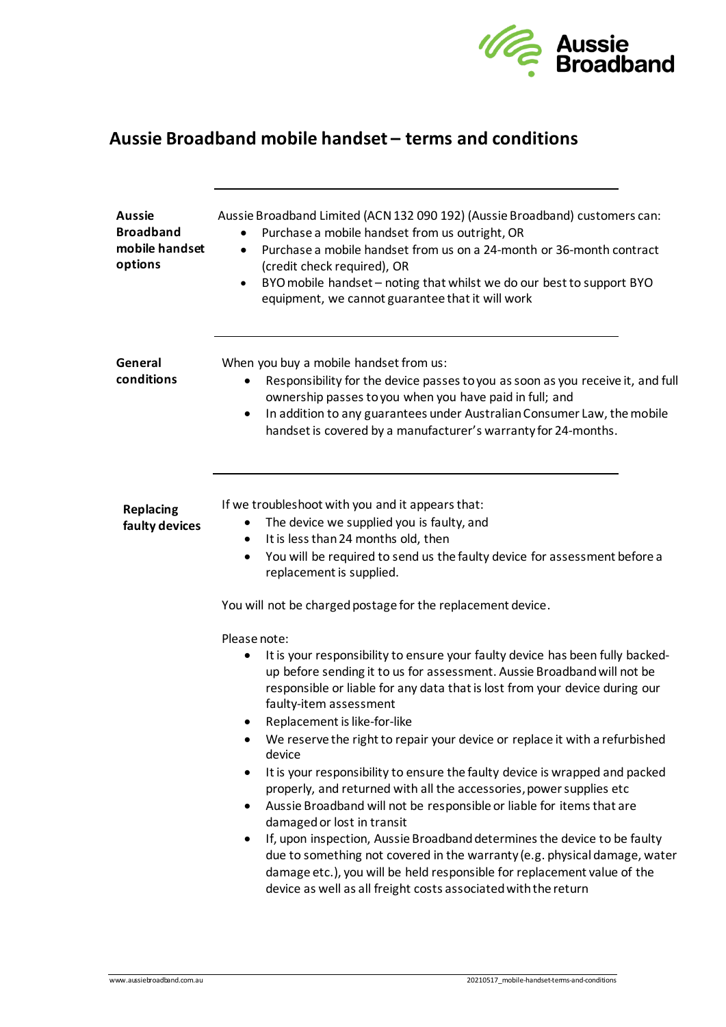# Aussie Broadband mobile handset – terms and conditions

## Aussie Broadband mobile handset options

Aussie Broadband Limited (ACN 132 090 192) (Aussie Broadband) customers can:

- Purchase a mobile handset from us outright, OR
- Purchase a mobile handset from us on a 24-month or 36-month contract (credit check required), OR
- BYO mobile handset – noting that whilst we do our best to support BYO equipment, we cannot guarantee that it will work

## General conditions

When you buy a mobile handset from us:

- Responsibility for the device passes to you as soon as you receive it, and full ownership passes to you when you have paid in full; and
- In addition to any guarantees under Australian Consumer Law, the mobile handset is covered by a manufacturer's warranty for 24-months.

## Replacing faulty devices

If we troubleshoot with you and it appears that:

- The device we supplied you is faulty, and
- It is less than 24 months old, then
- You will be required to send us the faulty device for assessment before a replacement is supplied.

You will not be charged postage for the replacement device.

Please note:

- It is your responsibility to ensure your faulty device has been fully backed-up before sending it to us for assessment. Aussie Broadband will not be responsible or liable for any data that is lost from your device during our faulty-item assessment
- Replacement is like-for-like
- We reserve the right to repair your device or replace it with a refurbished device
- It is your responsibility to ensure the faulty device is wrapped and packed properly, and returned with all the accessories, power supplies etc
- Aussie Broadband will not be responsible or liable for items that are damaged or lost in transit
- If, upon inspection, Aussie Broadband determines the device to be faulty due to something not covered in the warranty (e.g. physical damage, water damage etc.), you will be held responsible for replacement value of the device as well as all freight costs associated with the return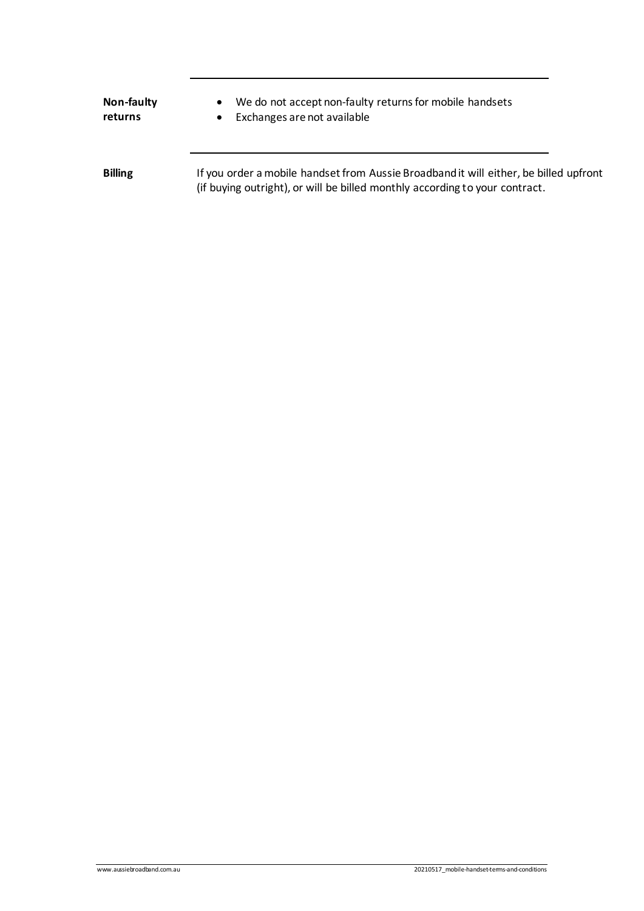| | |
|---|---|
| **Non-faulty returns** | • We do not accept non-faulty returns for mobile handsets<br>• Exchanges are not available |
| **Billing** | If you order a mobile handset from Aussie Broadband it will either, be billed upfront (if buying outright), or will be billed monthly according to your contract. |